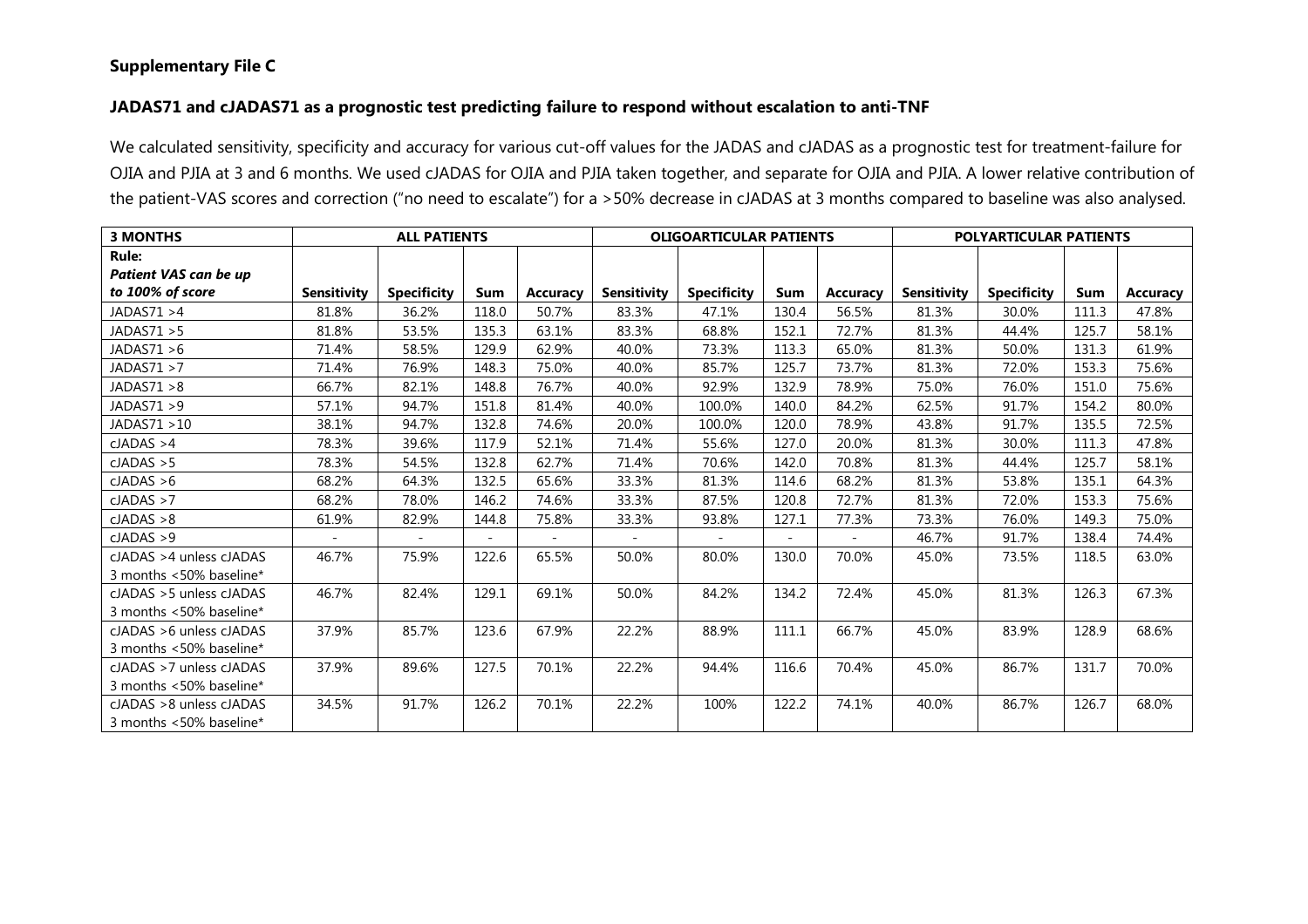**Supplementary File C**

**JADAS71 and cJADAS71 as a prognostic test predicting failure to respond without escalation to anti-TNF**

We calculated sensitivity, specificity and accuracy for various cut-off values for the JADAS and cJADAS as a prognostic test for treatment-failure for OJIA and PJIA at 3 and 6 months. We used cJADAS for OJIA and PJIA taken together, and separate for OJIA and PJIA. A lower relative contribution of the patient-VAS scores and correction ("no need to escalate") for a >50% decrease in cJADAS at 3 months compared to baseline was also analysed.

| **3 MONTHS** | **ALL PATIENTS** | | | | **OLIGOARTICULAR PATIENTS** | | | | **POLYARTICULAR PATIENTS** | | | |
|---|---|---|---|---|---|---|---|---|---|---|---|---|
| **Rule:** ***Patient VAS can be up to 100% of score*** | **Sensitivity** | **Specificity** | **Sum** | **Accuracy** | **Sensitivity** | **Specificity** | **Sum** | **Accuracy** | **Sensitivity** | **Specificity** | **Sum** | **Accuracy** |
| JADAS71 >4 | 81.8% | 36.2% | 118.0 | 50.7% | 83.3% | 47.1% | 130.4 | 56.5% | 81.3% | 30.0% | 111.3 | 47.8% |
| JADAS71 >5 | 81.8% | 53.5% | 135.3 | 63.1% | 83.3% | 68.8% | 152.1 | 72.7% | 81.3% | 44.4% | 125.7 | 58.1% |
| JADAS71 >6 | 71.4% | 58.5% | 129.9 | 62.9% | 40.0% | 73.3% | 113.3 | 65.0% | 81.3% | 50.0% | 131.3 | 61.9% |
| JADAS71 >7 | 71.4% | 76.9% | 148.3 | 75.0% | 40.0% | 85.7% | 125.7 | 73.7% | 81.3% | 72.0% | 153.3 | 75.6% |
| JADAS71 >8 | 66.7% | 82.1% | 148.8 | 76.7% | 40.0% | 92.9% | 132.9 | 78.9% | 75.0% | 76.0% | 151.0 | 75.6% |
| JADAS71 >9 | 57.1% | 94.7% | 151.8 | 81.4% | 40.0% | 100.0% | 140.0 | 84.2% | 62.5% | 91.7% | 154.2 | 80.0% |
| JADAS71 >10 | 38.1% | 94.7% | 132.8 | 74.6% | 20.0% | 100.0% | 120.0 | 78.9% | 43.8% | 91.7% | 135.5 | 72.5% |
| cJADAS >4 | 78.3% | 39.6% | 117.9 | 52.1% | 71.4% | 55.6% | 127.0 | 20.0% | 81.3% | 30.0% | 111.3 | 47.8% |
| cJADAS >5 | 78.3% | 54.5% | 132.8 | 62.7% | 71.4% | 70.6% | 142.0 | 70.8% | 81.3% | 44.4% | 125.7 | 58.1% |
| cJADAS >6 | 68.2% | 64.3% | 132.5 | 65.6% | 33.3% | 81.3% | 114.6 | 68.2% | 81.3% | 53.8% | 135.1 | 64.3% |
| cJADAS >7 | 68.2% | 78.0% | 146.2 | 74.6% | 33.3% | 87.5% | 120.8 | 72.7% | 81.3% | 72.0% | 153.3 | 75.6% |
| cJADAS >8 | 61.9% | 82.9% | 144.8 | 75.8% | 33.3% | 93.8% | 127.1 | 77.3% | 73.3% | 76.0% | 149.3 | 75.0% |
| cJADAS >9 | - | - | - | - | - | - | - | - | 46.7% | 91.7% | 138.4 | 74.4% |
| cJADAS >4 unless cJADAS 3 months <50% baseline* | 46.7% | 75.9% | 122.6 | 65.5% | 50.0% | 80.0% | 130.0 | 70.0% | 45.0% | 73.5% | 118.5 | 63.0% |
| cJADAS >5 unless cJADAS 3 months <50% baseline* | 46.7% | 82.4% | 129.1 | 69.1% | 50.0% | 84.2% | 134.2 | 72.4% | 45.0% | 81.3% | 126.3 | 67.3% |
| cJADAS >6 unless cJADAS 3 months <50% baseline* | 37.9% | 85.7% | 123.6 | 67.9% | 22.2% | 88.9% | 111.1 | 66.7% | 45.0% | 83.9% | 128.9 | 68.6% |
| cJADAS >7 unless cJADAS 3 months <50% baseline* | 37.9% | 89.6% | 127.5 | 70.1% | 22.2% | 94.4% | 116.6 | 70.4% | 45.0% | 86.7% | 131.7 | 70.0% |
| cJADAS >8 unless cJADAS 3 months <50% baseline* | 34.5% | 91.7% | 126.2 | 70.1% | 22.2% | 100% | 122.2 | 74.1% | 40.0% | 86.7% | 126.7 | 68.0% |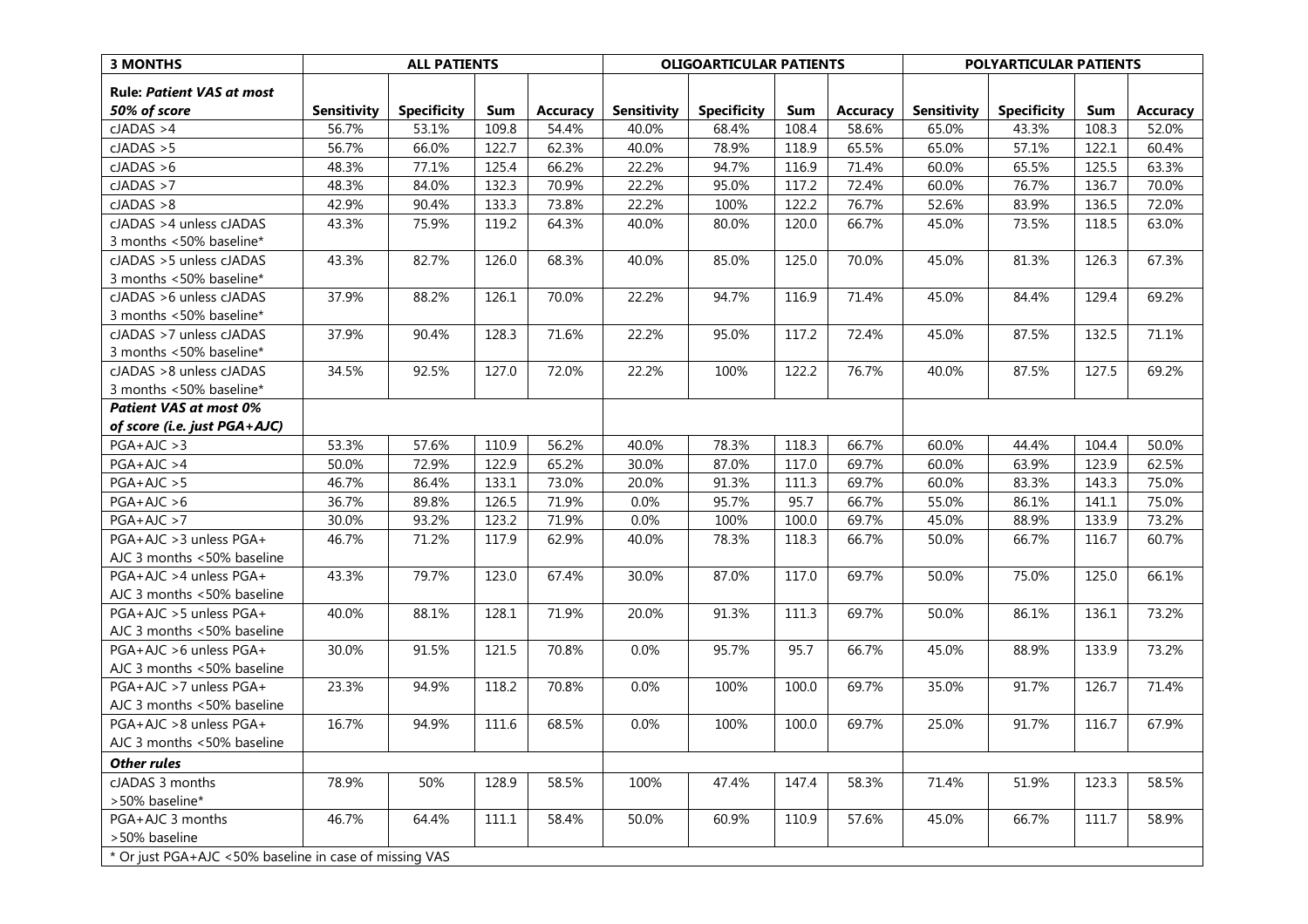| 3 MONTHS | ALL PATIENTS | | | | OLIGOARTICULAR PATIENTS | | | | POLYARTICULAR PATIENTS | | | |
|---|---|---|---|---|---|---|---|---|---|---|---|---|
| **Rule: *Patient VAS at most 50% of score*** | **Sensitivity** | **Specificity** | **Sum** | **Accuracy** | **Sensitivity** | **Specificity** | **Sum** | **Accuracy** | **Sensitivity** | **Specificity** | **Sum** | **Accuracy** |
| cJADAS >4 | 56.7% | 53.1% | 109.8 | 54.4% | 40.0% | 68.4% | 108.4 | 58.6% | 65.0% | 43.3% | 108.3 | 52.0% |
| cJADAS >5 | 56.7% | 66.0% | 122.7 | 62.3% | 40.0% | 78.9% | 118.9 | 65.5% | 65.0% | 57.1% | 122.1 | 60.4% |
| cJADAS >6 | 48.3% | 77.1% | 125.4 | 66.2% | 22.2% | 94.7% | 116.9 | 71.4% | 60.0% | 65.5% | 125.5 | 63.3% |
| cJADAS >7 | 48.3% | 84.0% | 132.3 | 70.9% | 22.2% | 95.0% | 117.2 | 72.4% | 60.0% | 76.7% | 136.7 | 70.0% |
| cJADAS >8 | 42.9% | 90.4% | 133.3 | 73.8% | 22.2% | 100% | 122.2 | 76.7% | 52.6% | 83.9% | 136.5 | 72.0% |
| cJADAS >4 unless cJADAS 3 months <50% baseline* | 43.3% | 75.9% | 119.2 | 64.3% | 40.0% | 80.0% | 120.0 | 66.7% | 45.0% | 73.5% | 118.5 | 63.0% |
| cJADAS >5 unless cJADAS 3 months <50% baseline* | 43.3% | 82.7% | 126.0 | 68.3% | 40.0% | 85.0% | 125.0 | 70.0% | 45.0% | 81.3% | 126.3 | 67.3% |
| cJADAS >6 unless cJADAS 3 months <50% baseline* | 37.9% | 88.2% | 126.1 | 70.0% | 22.2% | 94.7% | 116.9 | 71.4% | 45.0% | 84.4% | 129.4 | 69.2% |
| cJADAS >7 unless cJADAS 3 months <50% baseline* | 37.9% | 90.4% | 128.3 | 71.6% | 22.2% | 95.0% | 117.2 | 72.4% | 45.0% | 87.5% | 132.5 | 71.1% |
| cJADAS >8 unless cJADAS 3 months <50% baseline* | 34.5% | 92.5% | 127.0 | 72.0% | 22.2% | 100% | 122.2 | 76.7% | 40.0% | 87.5% | 127.5 | 69.2% |
| ***Patient VAS at most 0% of score (i.e. just PGA+AJC)*** | | | | | | | | | | | | |
| PGA+AJC >3 | 53.3% | 57.6% | 110.9 | 56.2% | 40.0% | 78.3% | 118.3 | 66.7% | 60.0% | 44.4% | 104.4 | 50.0% |
| PGA+AJC >4 | 50.0% | 72.9% | 122.9 | 65.2% | 30.0% | 87.0% | 117.0 | 69.7% | 60.0% | 63.9% | 123.9 | 62.5% |
| PGA+AJC >5 | 46.7% | 86.4% | 133.1 | 73.0% | 20.0% | 91.3% | 111.3 | 69.7% | 60.0% | 83.3% | 143.3 | 75.0% |
| PGA+AJC >6 | 36.7% | 89.8% | 126.5 | 71.9% | 0.0% | 95.7% | 95.7 | 66.7% | 55.0% | 86.1% | 141.1 | 75.0% |
| PGA+AJC >7 | 30.0% | 93.2% | 123.2 | 71.9% | 0.0% | 100% | 100.0 | 69.7% | 45.0% | 88.9% | 133.9 | 73.2% |
| PGA+AJC >3 unless PGA+ AJC 3 months <50% baseline | 46.7% | 71.2% | 117.9 | 62.9% | 40.0% | 78.3% | 118.3 | 66.7% | 50.0% | 66.7% | 116.7 | 60.7% |
| PGA+AJC >4 unless PGA+ AJC 3 months <50% baseline | 43.3% | 79.7% | 123.0 | 67.4% | 30.0% | 87.0% | 117.0 | 69.7% | 50.0% | 75.0% | 125.0 | 66.1% |
| PGA+AJC >5 unless PGA+ AJC 3 months <50% baseline | 40.0% | 88.1% | 128.1 | 71.9% | 20.0% | 91.3% | 111.3 | 69.7% | 50.0% | 86.1% | 136.1 | 73.2% |
| PGA+AJC >6 unless PGA+ AJC 3 months <50% baseline | 30.0% | 91.5% | 121.5 | 70.8% | 0.0% | 95.7% | 95.7 | 66.7% | 45.0% | 88.9% | 133.9 | 73.2% |
| PGA+AJC >7 unless PGA+ AJC 3 months <50% baseline | 23.3% | 94.9% | 118.2 | 70.8% | 0.0% | 100% | 100.0 | 69.7% | 35.0% | 91.7% | 126.7 | 71.4% |
| PGA+AJC >8 unless PGA+ AJC 3 months <50% baseline | 16.7% | 94.9% | 111.6 | 68.5% | 0.0% | 100% | 100.0 | 69.7% | 25.0% | 91.7% | 116.7 | 67.9% |
| ***Other rules*** | | | | | | | | | | | | |
| cJADAS 3 months >50% baseline* | 78.9% | 50% | 128.9 | 58.5% | 100% | 47.4% | 147.4 | 58.3% | 71.4% | 51.9% | 123.3 | 58.5% |
| PGA+AJC 3 months >50% baseline | 46.7% | 64.4% | 111.1 | 58.4% | 50.0% | 60.9% | 110.9 | 57.6% | 45.0% | 66.7% | 111.7 | 58.9% |

\* Or just PGA+AJC <50% baseline in case of missing VAS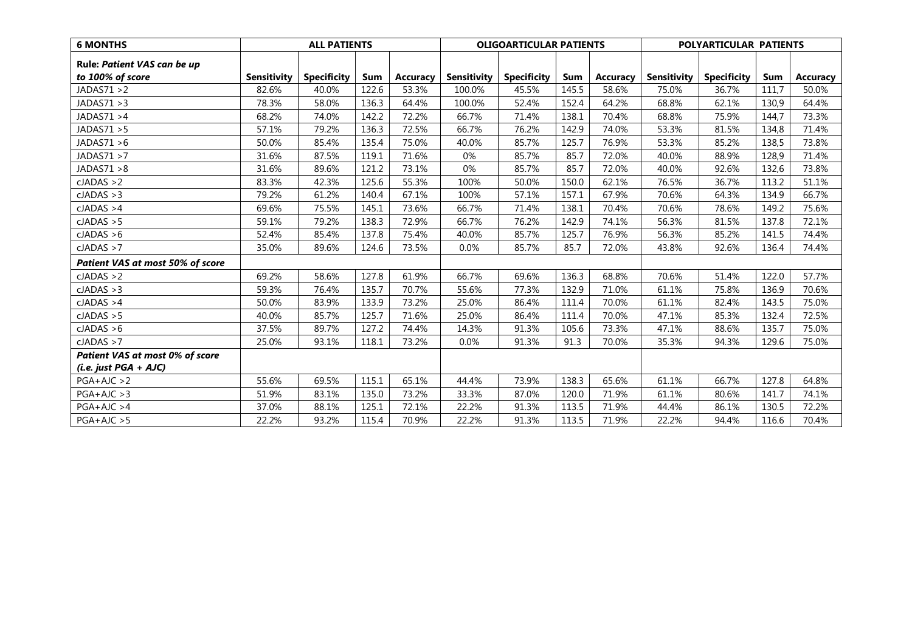| 6 MONTHS | ALL PATIENTS | | | | OLIGOARTICULAR PATIENTS | | | | POLYARTICULAR PATIENTS | | | |
|---|---|---|---|---|---|---|---|---|---|---|---|---|
| **Rule: *Patient VAS can be up to 100% of score*** | **Sensitivity** | **Specificity** | **Sum** | **Accuracy** | **Sensitivity** | **Specificity** | **Sum** | **Accuracy** | **Sensitivity** | **Specificity** | **Sum** | **Accuracy** |
| JADAS71 >2 | 82.6% | 40.0% | 122.6 | 53.3% | 100.0% | 45.5% | 145.5 | 58.6% | 75.0% | 36.7% | 111,7 | 50.0% |
| JADAS71 >3 | 78.3% | 58.0% | 136.3 | 64.4% | 100.0% | 52.4% | 152.4 | 64.2% | 68.8% | 62.1% | 130,9 | 64.4% |
| JADAS71 >4 | 68.2% | 74.0% | 142.2 | 72.2% | 66.7% | 71.4% | 138.1 | 70.4% | 68.8% | 75.9% | 144,7 | 73.3% |
| JADAS71 >5 | 57.1% | 79.2% | 136.3 | 72.5% | 66.7% | 76.2% | 142.9 | 74.0% | 53.3% | 81.5% | 134,8 | 71.4% |
| JADAS71 >6 | 50.0% | 85.4% | 135.4 | 75.0% | 40.0% | 85.7% | 125.7 | 76.9% | 53.3% | 85.2% | 138,5 | 73.8% |
| JADAS71 >7 | 31.6% | 87.5% | 119.1 | 71.6% | 0% | 85.7% | 85.7 | 72.0% | 40.0% | 88.9% | 128,9 | 71.4% |
| JADAS71 >8 | 31.6% | 89.6% | 121.2 | 73.1% | 0% | 85.7% | 85.7 | 72.0% | 40.0% | 92.6% | 132,6 | 73.8% |
| cJADAS >2 | 83.3% | 42.3% | 125.6 | 55.3% | 100% | 50.0% | 150.0 | 62.1% | 76.5% | 36.7% | 113.2 | 51.1% |
| cJADAS >3 | 79.2% | 61.2% | 140.4 | 67.1% | 100% | 57.1% | 157.1 | 67.9% | 70.6% | 64.3% | 134.9 | 66.7% |
| cJADAS >4 | 69.6% | 75.5% | 145.1 | 73.6% | 66.7% | 71.4% | 138.1 | 70.4% | 70.6% | 78.6% | 149.2 | 75.6% |
| cJADAS >5 | 59.1% | 79.2% | 138.3 | 72.9% | 66.7% | 76.2% | 142.9 | 74.1% | 56.3% | 81.5% | 137.8 | 72.1% |
| cJADAS >6 | 52.4% | 85.4% | 137.8 | 75.4% | 40.0% | 85.7% | 125.7 | 76.9% | 56.3% | 85.2% | 141.5 | 74.4% |
| cJADAS >7 | 35.0% | 89.6% | 124.6 | 73.5% | 0.0% | 85.7% | 85.7 | 72.0% | 43.8% | 92.6% | 136.4 | 74.4% |
| ***Patient VAS at most 50% of score*** | | | | | | | | | | | | |
| cJADAS >2 | 69.2% | 58.6% | 127.8 | 61.9% | 66.7% | 69.6% | 136.3 | 68.8% | 70.6% | 51.4% | 122.0 | 57.7% |
| cJADAS >3 | 59.3% | 76.4% | 135.7 | 70.7% | 55.6% | 77.3% | 132.9 | 71.0% | 61.1% | 75.8% | 136.9 | 70.6% |
| cJADAS >4 | 50.0% | 83.9% | 133.9 | 73.2% | 25.0% | 86.4% | 111.4 | 70.0% | 61.1% | 82.4% | 143.5 | 75.0% |
| cJADAS >5 | 40.0% | 85.7% | 125.7 | 71.6% | 25.0% | 86.4% | 111.4 | 70.0% | 47.1% | 85.3% | 132.4 | 72.5% |
| cJADAS >6 | 37.5% | 89.7% | 127.2 | 74.4% | 14.3% | 91.3% | 105.6 | 73.3% | 47.1% | 88.6% | 135.7 | 75.0% |
| cJADAS >7 | 25.0% | 93.1% | 118.1 | 73.2% | 0.0% | 91.3% | 91.3 | 70.0% | 35.3% | 94.3% | 129.6 | 75.0% |
| ***Patient VAS at most 0% of score (i.e. just PGA + AJC)*** | | | | | | | | | | | | |
| PGA+AJC >2 | 55.6% | 69.5% | 115.1 | 65.1% | 44.4% | 73.9% | 138.3 | 65.6% | 61.1% | 66.7% | 127.8 | 64.8% |
| PGA+AJC >3 | 51.9% | 83.1% | 135.0 | 73.2% | 33.3% | 87.0% | 120.0 | 71.9% | 61.1% | 80.6% | 141.7 | 74.1% |
| PGA+AJC >4 | 37.0% | 88.1% | 125.1 | 72.1% | 22.2% | 91.3% | 113.5 | 71.9% | 44.4% | 86.1% | 130.5 | 72.2% |
| PGA+AJC >5 | 22.2% | 93.2% | 115.4 | 70.9% | 22.2% | 91.3% | 113.5 | 71.9% | 22.2% | 94.4% | 116.6 | 70.4% |